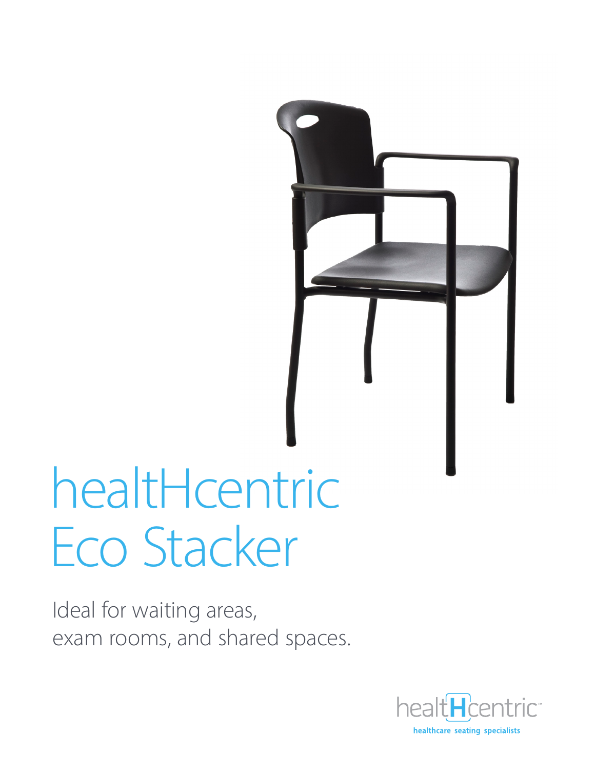# healtHcentric Eco Stacker

Ideal for waiting areas, exam rooms, and shared spaces.

healtHcentric™

healthcare seating specialists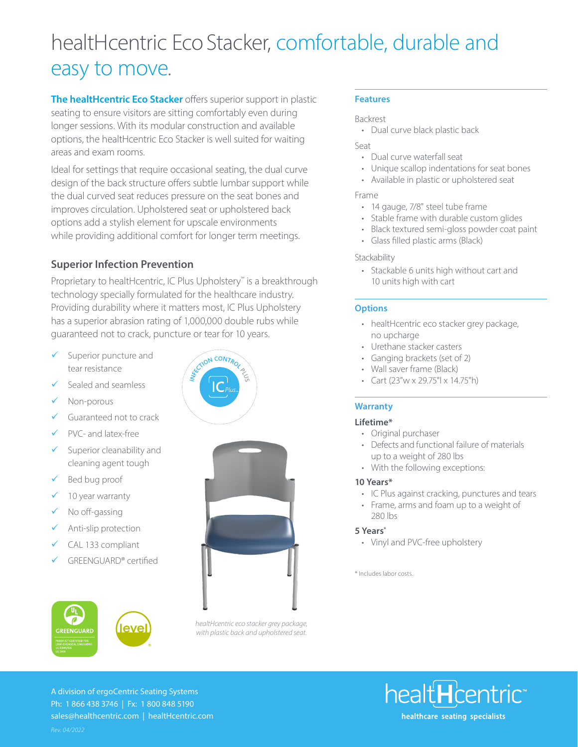# healtHcentric Eco Stacker, comfortable, durable and easy to move.

**The healtHcentric Eco Stacker** offers superior support in plastic seating to ensure visitors are sitting comfortably even during longer sessions. With its modular construction and available options, the healtHcentric Eco Stacker is well suited for waiting areas and exam rooms.

Ideal for settings that require occasional seating, the dual curve design of the back structure offers subtle lumbar support while the dual curved seat reduces pressure on the seat bones and improves circulation. Upholstered seat or upholstered back options add a stylish element for upscale environments while providing additional comfort for longer term meetings.

## Superior Infection Prevention

Proprietary to healtHcentric, IC Plus Upholstery™ is a breakthrough technology specially formulated for the healthcare industry. Providing durability where it matters most, IC Plus Upholstery has a superior abrasion rating of 1,000,000 double rubs while guaranteed not to crack, puncture or tear for 10 years.

- ✓ Superior puncture and tear resistance
- ✓ Sealed and seamless
- ✓ Non-porous
- ✓ Guaranteed not to crack
- ✓ PVC- and latex-free
- ✓ Superior cleanability and cleaning agent tough
- ✓ Bed bug proof
- ✓ 10 year warranty
- ✓ No off-gassing
- ✓ Anti-slip protection
- ✓ CAL 133 compliant
- ✓ GREENGUARD® certified

INFECTION CONTROL PLUS

IC Plus

*healtHcentric eco stacker grey package, with plastic back and upholstered seat.*

GREENGUARD PRODUCT CERTIFIED FOR LOW CHEMICAL EMISSIONS UL.COM/GG UL 2818

level

## Features

Backrest
- Dual curve black plastic back

Seat
- Dual curve waterfall seat
- Unique scallop indentations for seat bones
- Available in plastic or upholstered seat

Frame
- 14 gauge, 7/8" steel tube frame
- Stable frame with durable custom glides
- Black textured semi-gloss powder coat paint
- Glass filled plastic arms (Black)

Stackability
- Stackable 6 units high without cart and 10 units high with cart

## Options

- healtHcentric eco stacker grey package, no upcharge
- Urethane stacker casters
- Ganging brackets (set of 2)
- Wall saver frame (Black)
- Cart (23"w x 29.75"l x 14.75"h)

## Warranty

**Lifetime***
- Original purchaser
- Defects and functional failure of materials up to a weight of 280 lbs
- With the following exceptions:

**10 Years***
- IC Plus against cracking, punctures and tears
- Frame, arms and foam up to a weight of 280 lbs

**5 Years***
- Vinyl and PVC-free upholstery

* Includes labor costs.

A division of ergoCentric Seating Systems
Ph: 1 866 438 3746 | Fx: 1 800 848 5190
sales@healthcentric.com | healtHcentric.com

Rev. 04/2022

healtHcentric™ healthcare seating specialists